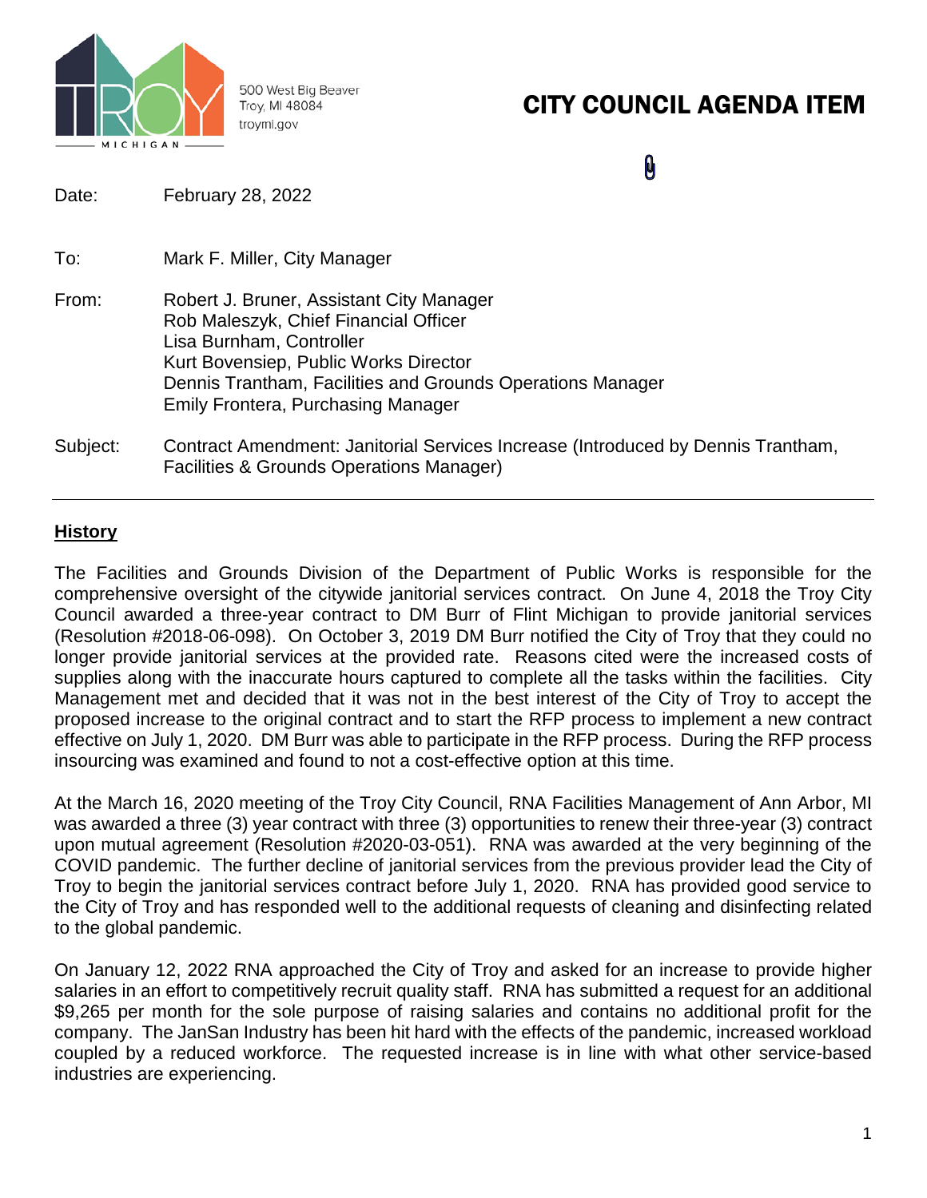500 West Big Beaver
Troy, MI 48084
troymi.gov

# CITY COUNCIL AGENDA ITEM

Date: February 28, 2022

To: Mark F. Miller, City Manager

From: Robert J. Bruner, Assistant City Manager
Rob Maleszyk, Chief Financial Officer
Lisa Burnham, Controller
Kurt Bovensiep, Public Works Director
Dennis Trantham, Facilities and Grounds Operations Manager
Emily Frontera, Purchasing Manager

Subject: Contract Amendment: Janitorial Services Increase (Introduced by Dennis Trantham, Facilities & Grounds Operations Manager)

---

## History

The Facilities and Grounds Division of the Department of Public Works is responsible for the comprehensive oversight of the citywide janitorial services contract. On June 4, 2018 the Troy City Council awarded a three-year contract to DM Burr of Flint Michigan to provide janitorial services (Resolution #2018-06-098). On October 3, 2019 DM Burr notified the City of Troy that they could no longer provide janitorial services at the provided rate. Reasons cited were the increased costs of supplies along with the inaccurate hours captured to complete all the tasks within the facilities. City Management met and decided that it was not in the best interest of the City of Troy to accept the proposed increase to the original contract and to start the RFP process to implement a new contract effective on July 1, 2020. DM Burr was able to participate in the RFP process. During the RFP process insourcing was examined and found to not a cost-effective option at this time.

At the March 16, 2020 meeting of the Troy City Council, RNA Facilities Management of Ann Arbor, MI was awarded a three (3) year contract with three (3) opportunities to renew their three-year (3) contract upon mutual agreement (Resolution #2020-03-051). RNA was awarded at the very beginning of the COVID pandemic. The further decline of janitorial services from the previous provider lead the City of Troy to begin the janitorial services contract before July 1, 2020. RNA has provided good service to the City of Troy and has responded well to the additional requests of cleaning and disinfecting related to the global pandemic.

On January 12, 2022 RNA approached the City of Troy and asked for an increase to provide higher salaries in an effort to competitively recruit quality staff. RNA has submitted a request for an additional $9,265 per month for the sole purpose of raising salaries and contains no additional profit for the company. The JanSan Industry has been hit hard with the effects of the pandemic, increased workload coupled by a reduced workforce. The requested increase is in line with what other service-based industries are experiencing.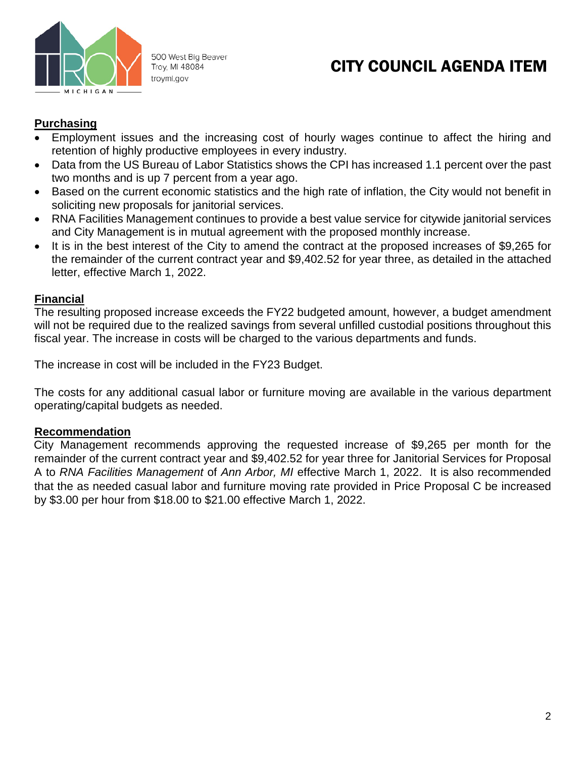## Purchasing

- Employment issues and the increasing cost of hourly wages continue to affect the hiring and retention of highly productive employees in every industry.
- Data from the US Bureau of Labor Statistics shows the CPI has increased 1.1 percent over the past two months and is up 7 percent from a year ago.
- Based on the current economic statistics and the high rate of inflation, the City would not benefit in soliciting new proposals for janitorial services.
- RNA Facilities Management continues to provide a best value service for citywide janitorial services and City Management is in mutual agreement with the proposed monthly increase.
- It is in the best interest of the City to amend the contract at the proposed increases of $9,265 for the remainder of the current contract year and $9,402.52 for year three, as detailed in the attached letter, effective March 1, 2022.

## Financial

The resulting proposed increase exceeds the FY22 budgeted amount, however, a budget amendment will not be required due to the realized savings from several unfilled custodial positions throughout this fiscal year. The increase in costs will be charged to the various departments and funds.

The increase in cost will be included in the FY23 Budget.

The costs for any additional casual labor or furniture moving are available in the various department operating/capital budgets as needed.

## Recommendation

City Management recommends approving the requested increase of $9,265 per month for the remainder of the current contract year and $9,402.52 for year three for Janitorial Services for Proposal A to *RNA Facilities Management* of *Ann Arbor, MI* effective March 1, 2022. It is also recommended that the as needed casual labor and furniture moving rate provided in Price Proposal C be increased by $3.00 per hour from $18.00 to $21.00 effective March 1, 2022.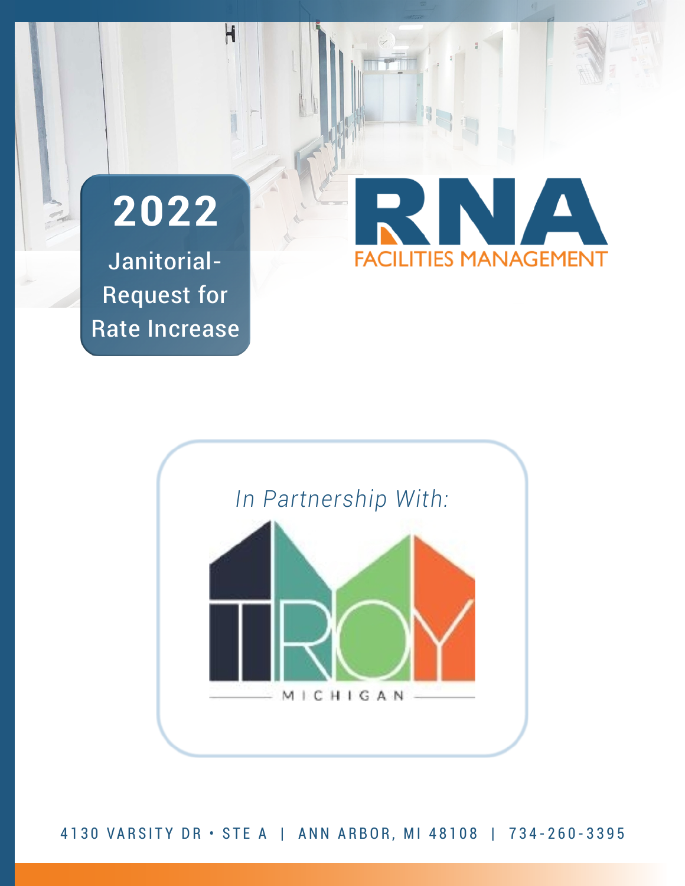# 2022

## Janitorial-Request for Rate Increase

RNA

FACILITIES MANAGEMENT

*In Partnership With:*

TROY

MICHIGAN

4130 VARSITY DR • STE A | ANN ARBOR, MI 48108 | 734-260-3395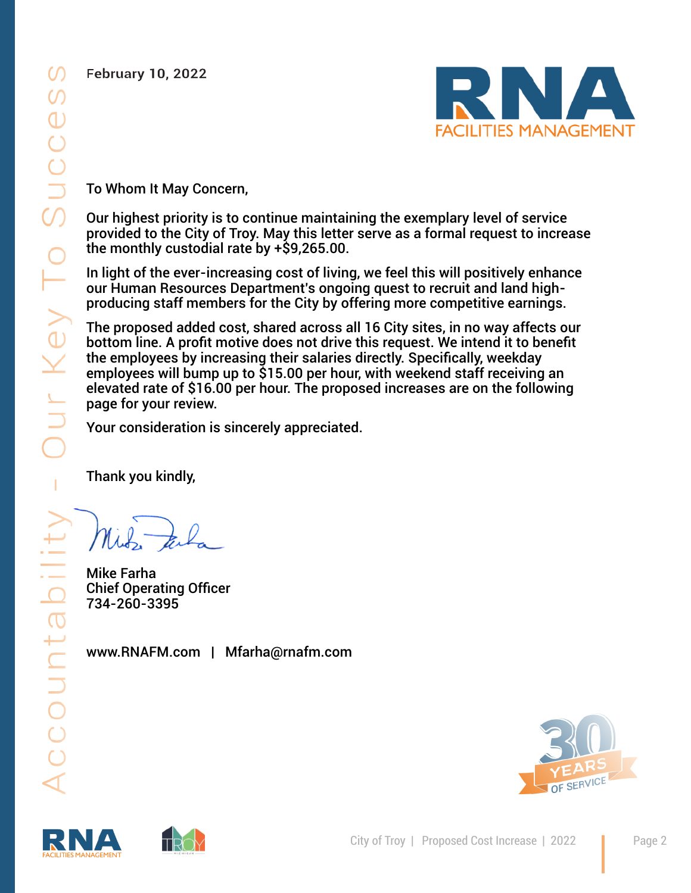February 10, 2022

To Whom It May Concern,

Our highest priority is to continue maintaining the exemplary level of service provided to the City of Troy. May this letter serve as a formal request to increase the monthly custodial rate by +$9,265.00.

In light of the ever-increasing cost of living, we feel this will positively enhance our Human Resources Department's ongoing quest to recruit and land high-producing staff members for the City by offering more competitive earnings.

The proposed added cost, shared across all 16 City sites, in no way affects our bottom line. A profit motive does not drive this request. We intend it to benefit the employees by increasing their salaries directly. Specifically, weekday employees will bump up to $15.00 per hour, with weekend staff receiving an elevated rate of $16.00 per hour. The proposed increases are on the following page for your review.

Your consideration is sincerely appreciated.

Thank you kindly,

Mike Farha
Chief Operating Officer
734-260-3395

www.RNAFM.com | Mfarha@rnafm.com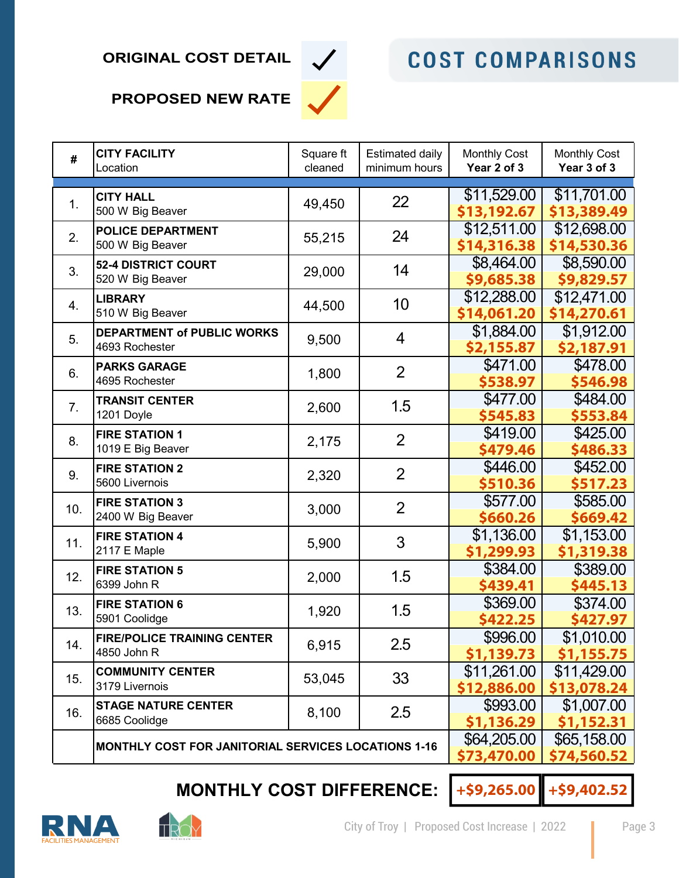# COST COMPARISONS

**ORIGINAL COST DETAIL** ✓

**PROPOSED NEW RATE** ✓

| # | CITY FACILITY Location | Square ft cleaned | Estimated daily minimum hours | Monthly Cost Year 2 of 3 | Monthly Cost Year 3 of 3 |
|---|---|---|---|---|---|
| 1. | **CITY HALL** 500 W Big Beaver | 49,450 | 22 | $11,529.00 **$13,192.67** | $11,701.00 **$13,389.49** |
| 2. | **POLICE DEPARTMENT** 500 W Big Beaver | 55,215 | 24 | $12,511.00 **$14,316.38** | $12,698.00 **$14,530.36** |
| 3. | **52-4 DISTRICT COURT** 520 W Big Beaver | 29,000 | 14 | $8,464.00 **$9,685.38** | $8,590.00 **$9,829.57** |
| 4. | **LIBRARY** 510 W Big Beaver | 44,500 | 10 | $12,288.00 **$14,061.20** | $12,471.00 **$14,270.61** |
| 5. | **DEPARTMENT of PUBLIC WORKS** 4693 Rochester | 9,500 | 4 | $1,884.00 **$2,155.87** | $1,912.00 **$2,187.91** |
| 6. | **PARKS GARAGE** 4695 Rochester | 1,800 | 2 | $471.00 **$538.97** | $478.00 **$546.98** |
| 7. | **TRANSIT CENTER** 1201 Doyle | 2,600 | 1.5 | $477.00 **$545.83** | $484.00 **$553.84** |
| 8. | **FIRE STATION 1** 1019 E Big Beaver | 2,175 | 2 | $419.00 **$479.46** | $425.00 **$486.33** |
| 9. | **FIRE STATION 2** 5600 Livernois | 2,320 | 2 | $446.00 **$510.36** | $452.00 **$517.23** |
| 10. | **FIRE STATION 3** 2400 W Big Beaver | 3,000 | 2 | $577.00 **$660.26** | $585.00 **$669.42** |
| 11. | **FIRE STATION 4** 2117 E Maple | 5,900 | 3 | $1,136.00 **$1,299.93** | $1,153.00 **$1,319.38** |
| 12. | **FIRE STATION 5** 6399 John R | 2,000 | 1.5 | $384.00 **$439.41** | $389.00 **$445.13** |
| 13. | **FIRE STATION 6** 5901 Coolidge | 1,920 | 1.5 | $369.00 **$422.25** | $374.00 **$427.97** |
| 14. | **FIRE/POLICE TRAINING CENTER** 4850 John R | 6,915 | 2.5 | $996.00 **$1,139.73** | $1,010.00 **$1,155.75** |
| 15. | **COMMUNITY CENTER** 3179 Livernois | 53,045 | 33 | $11,261.00 **$12,886.00** | $11,429.00 **$13,078.24** |
| 16. | **STAGE NATURE CENTER** 6685 Coolidge | 8,100 | 2.5 | $993.00 **$1,136.29** | $1,007.00 **$1,152.31** |
| | **MONTHLY COST FOR JANITORIAL SERVICES LOCATIONS 1-16** | | | $64,205.00 **$73,470.00** | $65,158.00 **$74,560.52** |

**MONTHLY COST DIFFERENCE:** **+$9,265.00** | **+$9,402.52**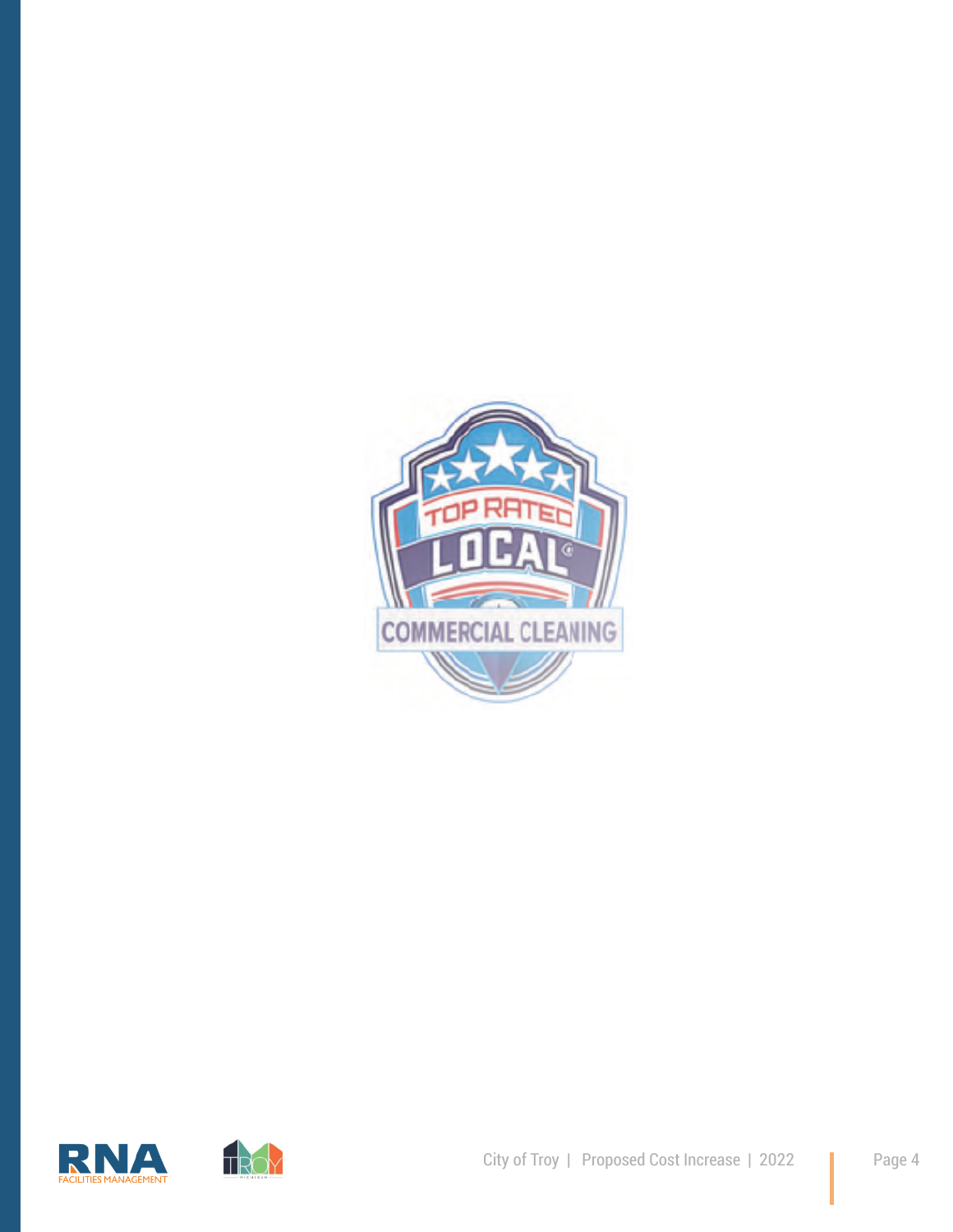TOP RATED

LOCAL

COMMERCIAL CLEANING